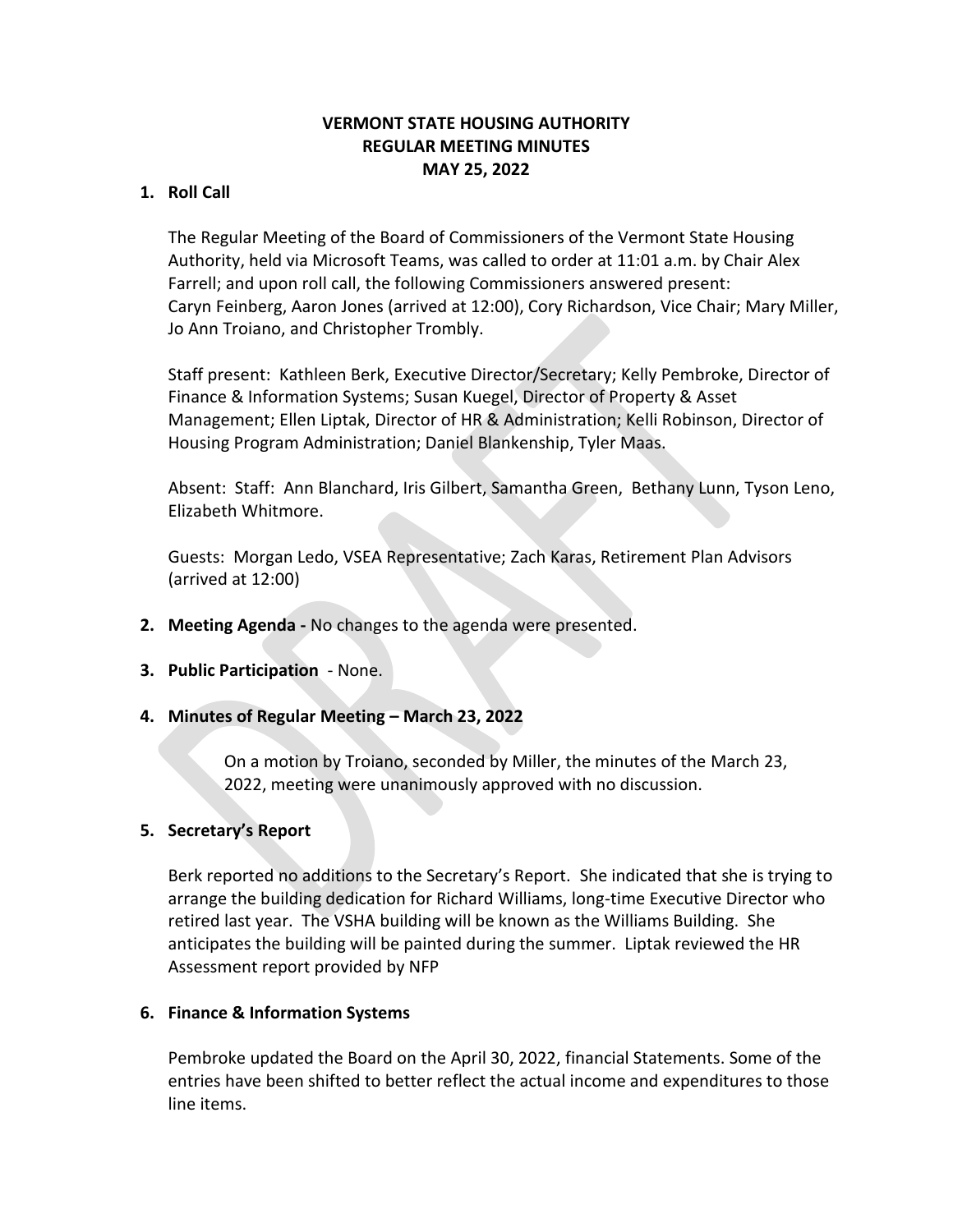# VERMONT STATE HOUSING AUTHORITY
# REGULAR MEETING MINUTES
# MAY 25, 2022

**1. Roll Call**

The Regular Meeting of the Board of Commissioners of the Vermont State Housing Authority, held via Microsoft Teams, was called to order at 11:01 a.m. by Chair Alex Farrell; and upon roll call, the following Commissioners answered present: Caryn Feinberg, Aaron Jones (arrived at 12:00), Cory Richardson, Vice Chair; Mary Miller, Jo Ann Troiano, and Christopher Trombly.

Staff present: Kathleen Berk, Executive Director/Secretary; Kelly Pembroke, Director of Finance & Information Systems; Susan Kuegel, Director of Property & Asset Management; Ellen Liptak, Director of HR & Administration; Kelli Robinson, Director of Housing Program Administration; Daniel Blankenship, Tyler Maas.

Absent: Staff: Ann Blanchard, Iris Gilbert, Samantha Green, Bethany Lunn, Tyson Leno, Elizabeth Whitmore.

Guests: Morgan Ledo, VSEA Representative; Zach Karas, Retirement Plan Advisors (arrived at 12:00)

**2. Meeting Agenda -** No changes to the agenda were presented.

**3. Public Participation** - None.

**4. Minutes of Regular Meeting – March 23, 2022**

On a motion by Troiano, seconded by Miller, the minutes of the March 23, 2022, meeting were unanimously approved with no discussion.

**5. Secretary's Report**

Berk reported no additions to the Secretary's Report. She indicated that she is trying to arrange the building dedication for Richard Williams, long-time Executive Director who retired last year. The VSHA building will be known as the Williams Building. She anticipates the building will be painted during the summer. Liptak reviewed the HR Assessment report provided by NFP

**6. Finance & Information Systems**

Pembroke updated the Board on the April 30, 2022, financial Statements. Some of the entries have been shifted to better reflect the actual income and expenditures to those line items.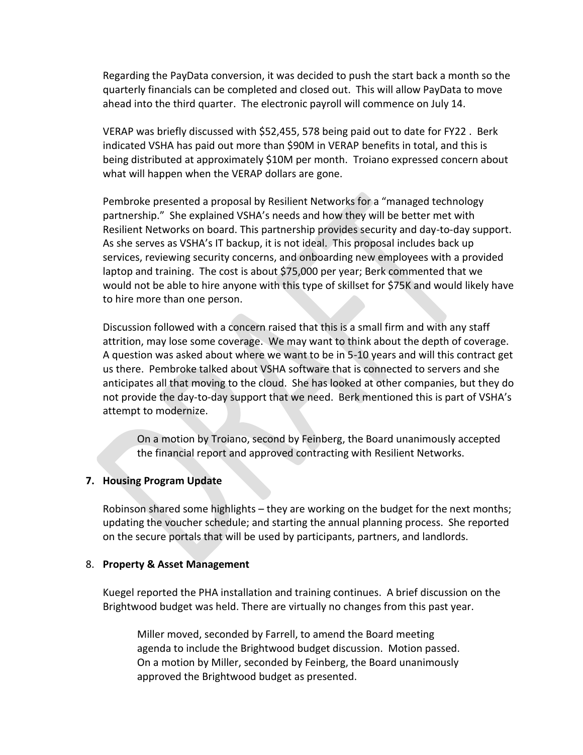Regarding the PayData conversion, it was decided to push the start back a month so the quarterly financials can be completed and closed out. This will allow PayData to move ahead into the third quarter. The electronic payroll will commence on July 14.

VERAP was briefly discussed with $52,455, 578 being paid out to date for FY22 . Berk indicated VSHA has paid out more than $90M in VERAP benefits in total, and this is being distributed at approximately $10M per month. Troiano expressed concern about what will happen when the VERAP dollars are gone.

Pembroke presented a proposal by Resilient Networks for a "managed technology partnership." She explained VSHA's needs and how they will be better met with Resilient Networks on board. This partnership provides security and day-to-day support. As she serves as VSHA's IT backup, it is not ideal. This proposal includes back up services, reviewing security concerns, and onboarding new employees with a provided laptop and training. The cost is about $75,000 per year; Berk commented that we would not be able to hire anyone with this type of skillset for $75K and would likely have to hire more than one person.

Discussion followed with a concern raised that this is a small firm and with any staff attrition, may lose some coverage. We may want to think about the depth of coverage. A question was asked about where we want to be in 5-10 years and will this contract get us there. Pembroke talked about VSHA software that is connected to servers and she anticipates all that moving to the cloud. She has looked at other companies, but they do not provide the day-to-day support that we need. Berk mentioned this is part of VSHA's attempt to modernize.

> On a motion by Troiano, second by Feinberg, the Board unanimously accepted the financial report and approved contracting with Resilient Networks.

## 7. Housing Program Update

Robinson shared some highlights – they are working on the budget for the next months; updating the voucher schedule; and starting the annual planning process. She reported on the secure portals that will be used by participants, partners, and landlords.

## 8. Property & Asset Management

Kuegel reported the PHA installation and training continues. A brief discussion on the Brightwood budget was held. There are virtually no changes from this past year.

> Miller moved, seconded by Farrell, to amend the Board meeting agenda to include the Brightwood budget discussion. Motion passed. On a motion by Miller, seconded by Feinberg, the Board unanimously approved the Brightwood budget as presented.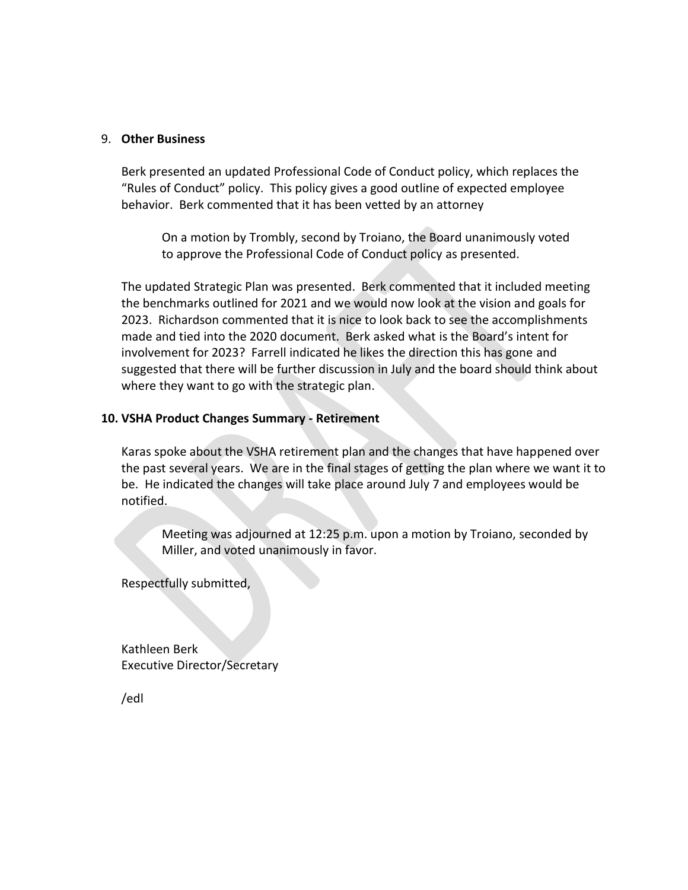9. **Other Business**

   Berk presented an updated Professional Code of Conduct policy, which replaces the "Rules of Conduct" policy. This policy gives a good outline of expected employee behavior. Berk commented that it has been vetted by an attorney

   > On a motion by Trombly, second by Troiano, the Board unanimously voted to approve the Professional Code of Conduct policy as presented.

   The updated Strategic Plan was presented. Berk commented that it included meeting the benchmarks outlined for 2021 and we would now look at the vision and goals for 2023. Richardson commented that it is nice to look back to see the accomplishments made and tied into the 2020 document. Berk asked what is the Board's intent for involvement for 2023? Farrell indicated he likes the direction this has gone and suggested that there will be further discussion in July and the board should think about where they want to go with the strategic plan.

10. **VSHA Product Changes Summary - Retirement**

   Karas spoke about the VSHA retirement plan and the changes that have happened over the past several years. We are in the final stages of getting the plan where we want it to be. He indicated the changes will take place around July 7 and employees would be notified.

   > Meeting was adjourned at 12:25 p.m. upon a motion by Troiano, seconded by Miller, and voted unanimously in favor.

Respectfully submitted,

Kathleen Berk
Executive Director/Secretary

/edl